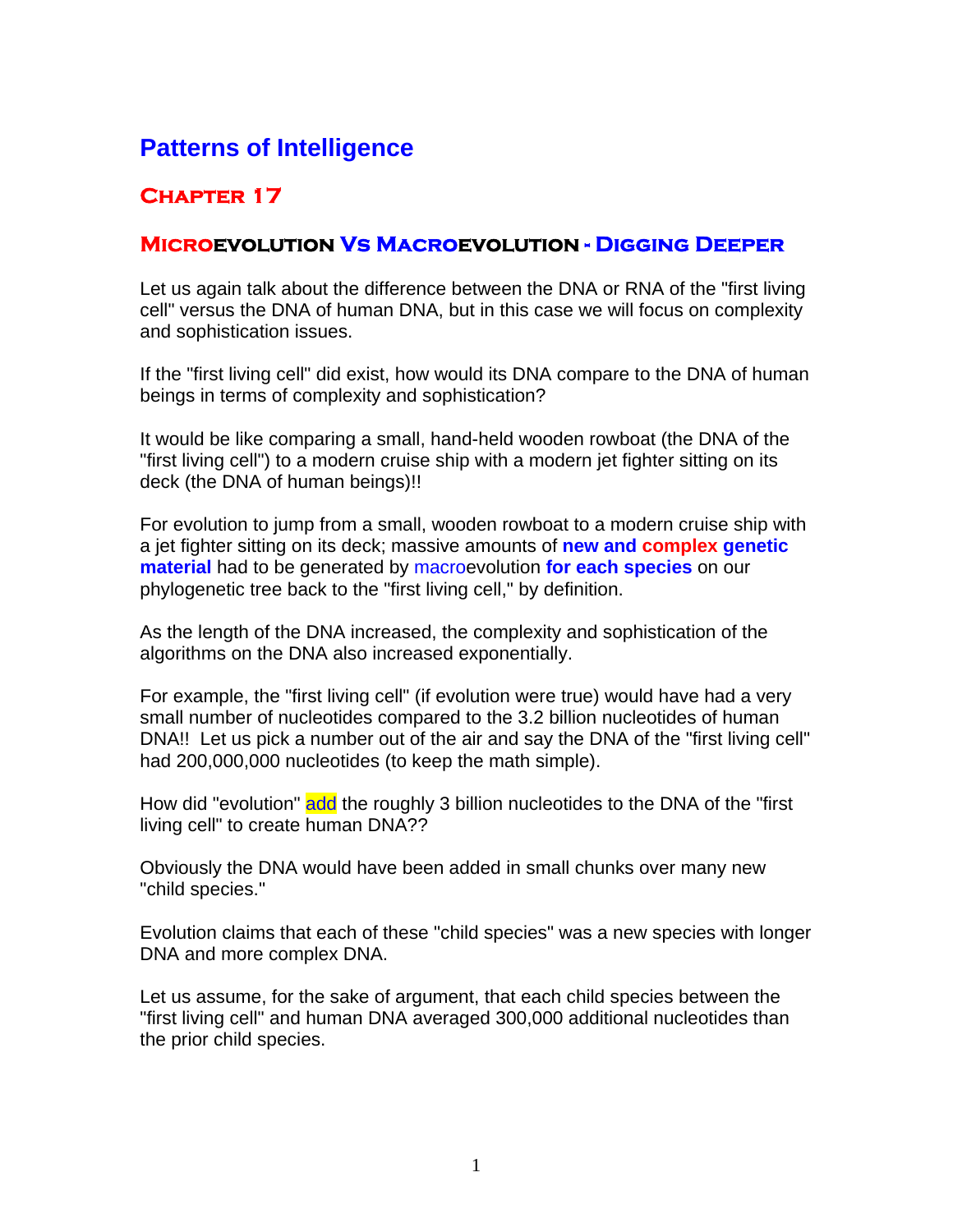# Patterns of Intelligence

## Chapter 17

### Microevolution Vs Macroevolution - Digging Deeper

Let us again talk about the difference between the DNA or RNA of the "first living cell" versus the DNA of human DNA, but in this case we will focus on complexity and sophistication issues.

If the "first living cell" did exist, how would its DNA compare to the DNA of human beings in terms of complexity and sophistication?

It would be like comparing a small, hand-held wooden rowboat (the DNA of the "first living cell") to a modern cruise ship with a modern jet fighter sitting on its deck (the DNA of human beings)!!

For evolution to jump from a small, wooden rowboat to a modern cruise ship with a jet fighter sitting on its deck; massive amounts of **new and complex genetic material** had to be generated by macroevolution **for each species** on our phylogenetic tree back to the "first living cell," by definition.

As the length of the DNA increased, the complexity and sophistication of the algorithms on the DNA also increased exponentially.

For example, the "first living cell" (if evolution were true) would have had a very small number of nucleotides compared to the 3.2 billion nucleotides of human DNA!! Let us pick a number out of the air and say the DNA of the "first living cell" had 200,000,000 nucleotides (to keep the math simple).

How did "evolution" add the roughly 3 billion nucleotides to the DNA of the "first living cell" to create human DNA??

Obviously the DNA would have been added in small chunks over many new "child species."

Evolution claims that each of these "child species" was a new species with longer DNA and more complex DNA.

Let us assume, for the sake of argument, that each child species between the "first living cell" and human DNA averaged 300,000 additional nucleotides than the prior child species.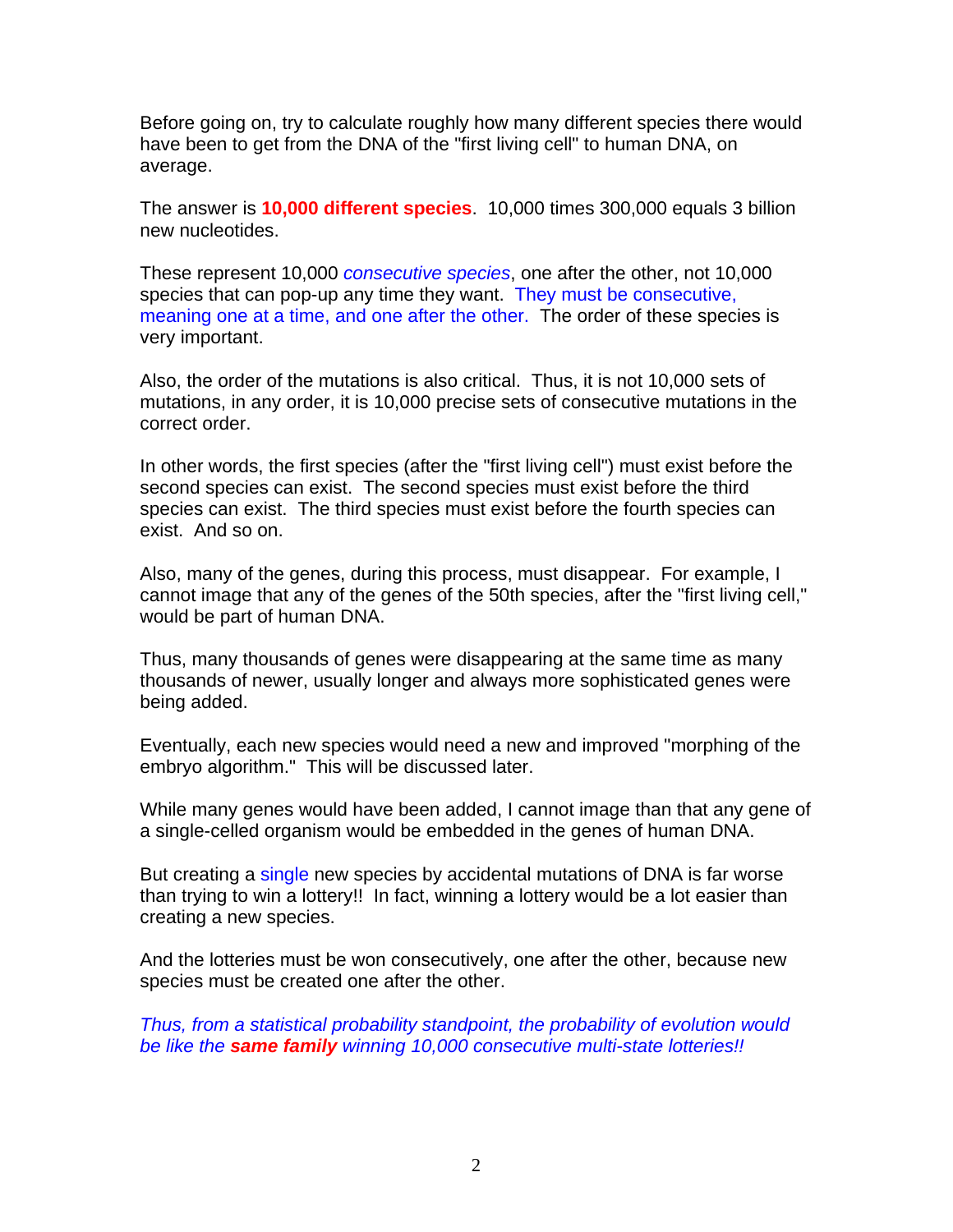Before going on, try to calculate roughly how many different species there would have been to get from the DNA of the "first living cell" to human DNA, on average.

The answer is **10,000 different species**. 10,000 times 300,000 equals 3 billion new nucleotides.

These represent 10,000 *consecutive species*, one after the other, not 10,000 species that can pop-up any time they want. They must be consecutive, meaning one at a time, and one after the other. The order of these species is very important.

Also, the order of the mutations is also critical. Thus, it is not 10,000 sets of mutations, in any order, it is 10,000 precise sets of consecutive mutations in the correct order.

In other words, the first species (after the "first living cell") must exist before the second species can exist. The second species must exist before the third species can exist. The third species must exist before the fourth species can exist. And so on.

Also, many of the genes, during this process, must disappear. For example, I cannot image that any of the genes of the 50th species, after the "first living cell," would be part of human DNA.

Thus, many thousands of genes were disappearing at the same time as many thousands of newer, usually longer and always more sophisticated genes were being added.

Eventually, each new species would need a new and improved "morphing of the embryo algorithm." This will be discussed later.

While many genes would have been added, I cannot image than that any gene of a single-celled organism would be embedded in the genes of human DNA.

But creating a single new species by accidental mutations of DNA is far worse than trying to win a lottery!! In fact, winning a lottery would be a lot easier than creating a new species.

And the lotteries must be won consecutively, one after the other, because new species must be created one after the other.

*Thus, from a statistical probability standpoint, the probability of evolution would be like the* ***same family*** *winning 10,000 consecutive multi-state lotteries!!*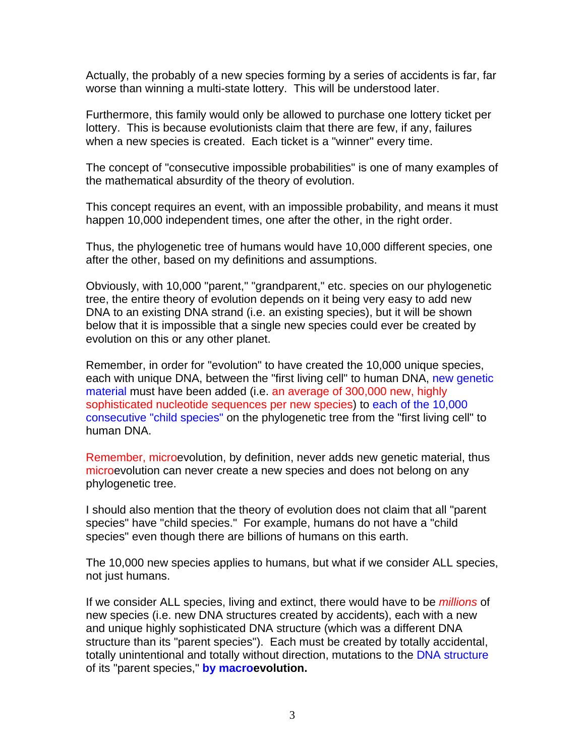Actually, the probably of a new species forming by a series of accidents is far, far worse than winning a multi-state lottery. This will be understood later.

Furthermore, this family would only be allowed to purchase one lottery ticket per lottery. This is because evolutionists claim that there are few, if any, failures when a new species is created. Each ticket is a "winner" every time.

The concept of "consecutive impossible probabilities" is one of many examples of the mathematical absurdity of the theory of evolution.

This concept requires an event, with an impossible probability, and means it must happen 10,000 independent times, one after the other, in the right order.

Thus, the phylogenetic tree of humans would have 10,000 different species, one after the other, based on my definitions and assumptions.

Obviously, with 10,000 "parent," "grandparent," etc. species on our phylogenetic tree, the entire theory of evolution depends on it being very easy to add new DNA to an existing DNA strand (i.e. an existing species), but it will be shown below that it is impossible that a single new species could ever be created by evolution on this or any other planet.

Remember, in order for "evolution" to have created the 10,000 unique species, each with unique DNA, between the "first living cell" to human DNA, new genetic material must have been added (i.e. an average of 300,000 new, highly sophisticated nucleotide sequences per new species) to each of the 10,000 consecutive "child species" on the phylogenetic tree from the "first living cell" to human DNA.

Remember, microevolution, by definition, never adds new genetic material, thus microevolution can never create a new species and does not belong on any phylogenetic tree.

I should also mention that the theory of evolution does not claim that all "parent species" have "child species." For example, humans do not have a "child species" even though there are billions of humans on this earth.

The 10,000 new species applies to humans, but what if we consider ALL species, not just humans.

If we consider ALL species, living and extinct, there would have to be *millions* of new species (i.e. new DNA structures created by accidents), each with a new and unique highly sophisticated DNA structure (which was a different DNA structure than its "parent species"). Each must be created by totally accidental, totally unintentional and totally without direction, mutations to the DNA structure of its "parent species," **by macroevolution.**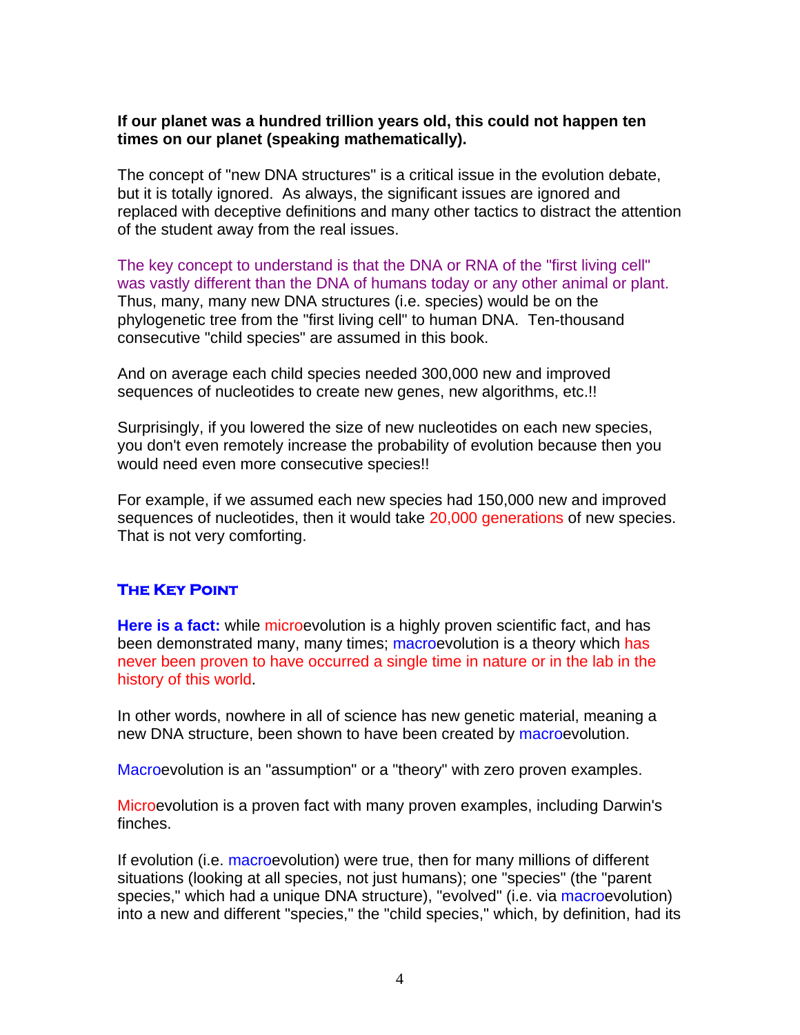**If our planet was a hundred trillion years old, this could not happen ten times on our planet (speaking mathematically).**

The concept of "new DNA structures" is a critical issue in the evolution debate, but it is totally ignored. As always, the significant issues are ignored and replaced with deceptive definitions and many other tactics to distract the attention of the student away from the real issues.

The key concept to understand is that the DNA or RNA of the "first living cell" was vastly different than the DNA of humans today or any other animal or plant. Thus, many, many new DNA structures (i.e. species) would be on the phylogenetic tree from the "first living cell" to human DNA. Ten-thousand consecutive "child species" are assumed in this book.

And on average each child species needed 300,000 new and improved sequences of nucleotides to create new genes, new algorithms, etc.!!

Surprisingly, if you lowered the size of new nucleotides on each new species, you don't even remotely increase the probability of evolution because then you would need even more consecutive species!!

For example, if we assumed each new species had 150,000 new and improved sequences of nucleotides, then it would take 20,000 generations of new species. That is not very comforting.

## The Key Point

**Here is a fact:** while microevolution is a highly proven scientific fact, and has been demonstrated many, many times; macroevolution is a theory which has never been proven to have occurred a single time in nature or in the lab in the history of this world.

In other words, nowhere in all of science has new genetic material, meaning a new DNA structure, been shown to have been created by macroevolution.

Macroevolution is an "assumption" or a "theory" with zero proven examples.

Microevolution is a proven fact with many proven examples, including Darwin's finches.

If evolution (i.e. macroevolution) were true, then for many millions of different situations (looking at all species, not just humans); one "species" (the "parent species," which had a unique DNA structure), "evolved" (i.e. via macroevolution) into a new and different "species," the "child species," which, by definition, had its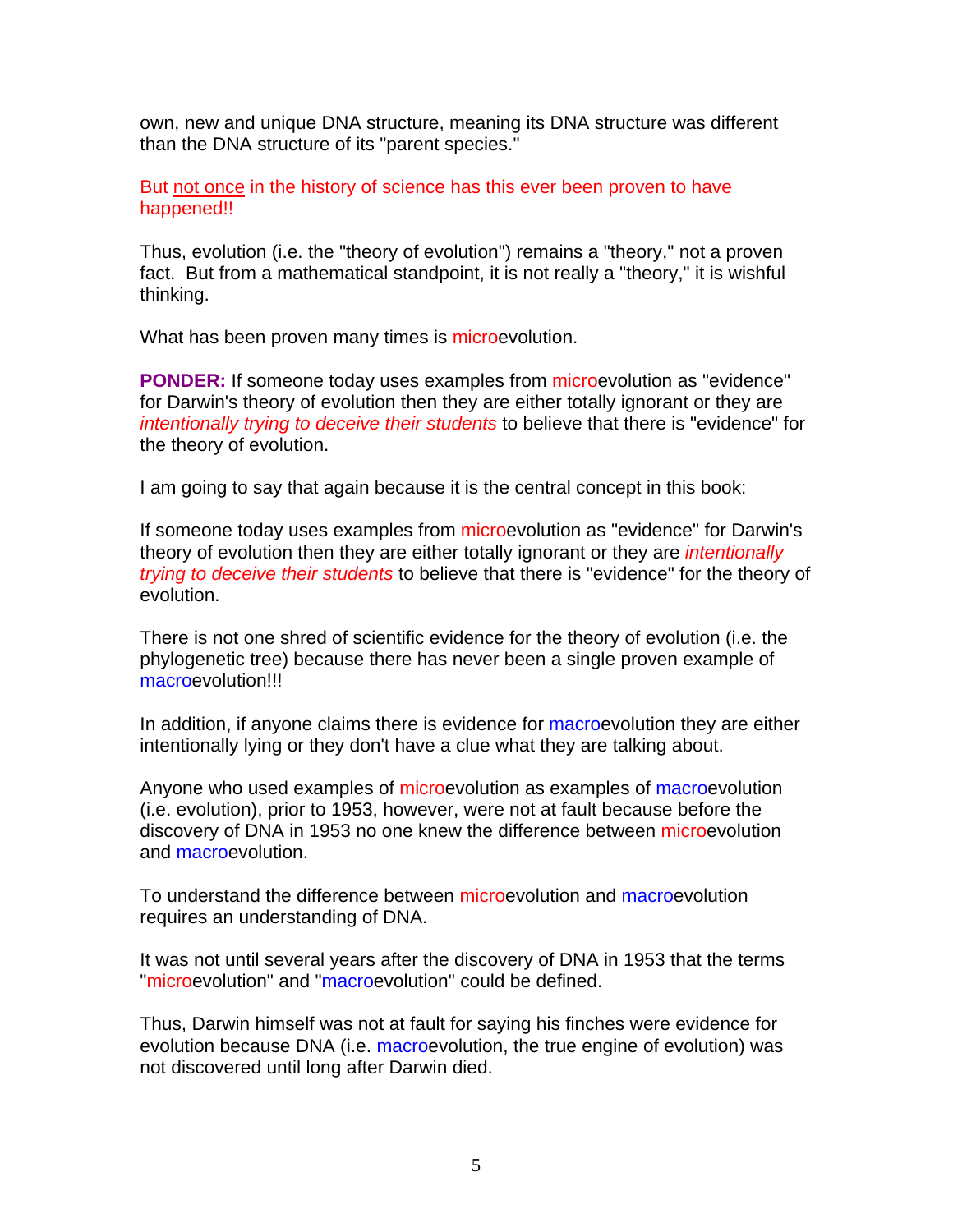own, new and unique DNA structure, meaning its DNA structure was different than the DNA structure of its "parent species."

But not once in the history of science has this ever been proven to have happened!!

Thus, evolution (i.e. the "theory of evolution") remains a "theory," not a proven fact. But from a mathematical standpoint, it is not really a "theory," it is wishful thinking.

What has been proven many times is microevolution.

**PONDER:** If someone today uses examples from microevolution as "evidence" for Darwin's theory of evolution then they are either totally ignorant or they are *intentionally trying to deceive their students* to believe that there is "evidence" for the theory of evolution.

I am going to say that again because it is the central concept in this book:

If someone today uses examples from microevolution as "evidence" for Darwin's theory of evolution then they are either totally ignorant or they are *intentionally trying to deceive their students* to believe that there is "evidence" for the theory of evolution.

There is not one shred of scientific evidence for the theory of evolution (i.e. the phylogenetic tree) because there has never been a single proven example of macroevolution!!!

In addition, if anyone claims there is evidence for macroevolution they are either intentionally lying or they don't have a clue what they are talking about.

Anyone who used examples of microevolution as examples of macroevolution (i.e. evolution), prior to 1953, however, were not at fault because before the discovery of DNA in 1953 no one knew the difference between microevolution and macroevolution.

To understand the difference between microevolution and macroevolution requires an understanding of DNA.

It was not until several years after the discovery of DNA in 1953 that the terms "microevolution" and "macroevolution" could be defined.

Thus, Darwin himself was not at fault for saying his finches were evidence for evolution because DNA (i.e. macroevolution, the true engine of evolution) was not discovered until long after Darwin died.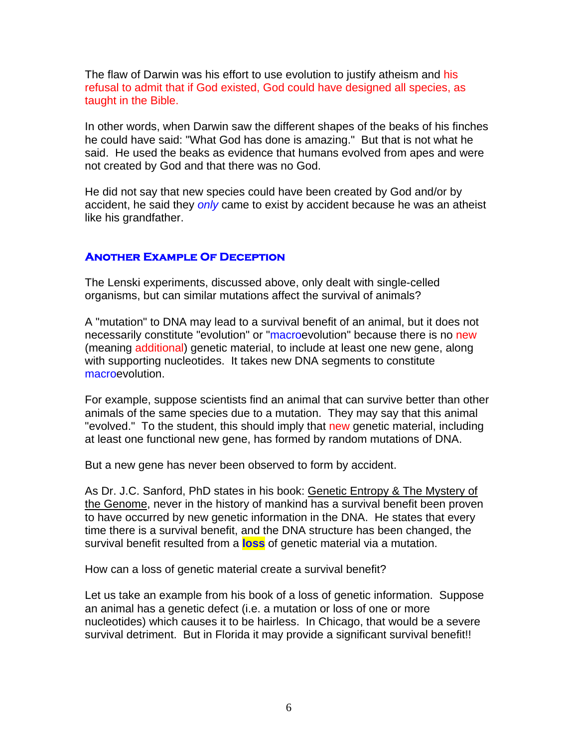The flaw of Darwin was his effort to use evolution to justify atheism and his refusal to admit that if God existed, God could have designed all species, as taught in the Bible.

In other words, when Darwin saw the different shapes of the beaks of his finches he could have said: "What God has done is amazing." But that is not what he said. He used the beaks as evidence that humans evolved from apes and were not created by God and that there was no God.

He did not say that new species could have been created by God and/or by accident, he said they *only* came to exist by accident because he was an atheist like his grandfather.

### Another Example Of Deception

The Lenski experiments, discussed above, only dealt with single-celled organisms, but can similar mutations affect the survival of animals?

A "mutation" to DNA may lead to a survival benefit of an animal, but it does not necessarily constitute "evolution" or "macroevolution" because there is no new (meaning additional) genetic material, to include at least one new gene, along with supporting nucleotides. It takes new DNA segments to constitute macroevolution.

For example, suppose scientists find an animal that can survive better than other animals of the same species due to a mutation. They may say that this animal "evolved." To the student, this should imply that new genetic material, including at least one functional new gene, has formed by random mutations of DNA.

But a new gene has never been observed to form by accident.

As Dr. J.C. Sanford, PhD states in his book: Genetic Entropy & The Mystery of the Genome, never in the history of mankind has a survival benefit been proven to have occurred by new genetic information in the DNA. He states that every time there is a survival benefit, and the DNA structure has been changed, the survival benefit resulted from a **loss** of genetic material via a mutation.

How can a loss of genetic material create a survival benefit?

Let us take an example from his book of a loss of genetic information. Suppose an animal has a genetic defect (i.e. a mutation or loss of one or more nucleotides) which causes it to be hairless. In Chicago, that would be a severe survival detriment. But in Florida it may provide a significant survival benefit!!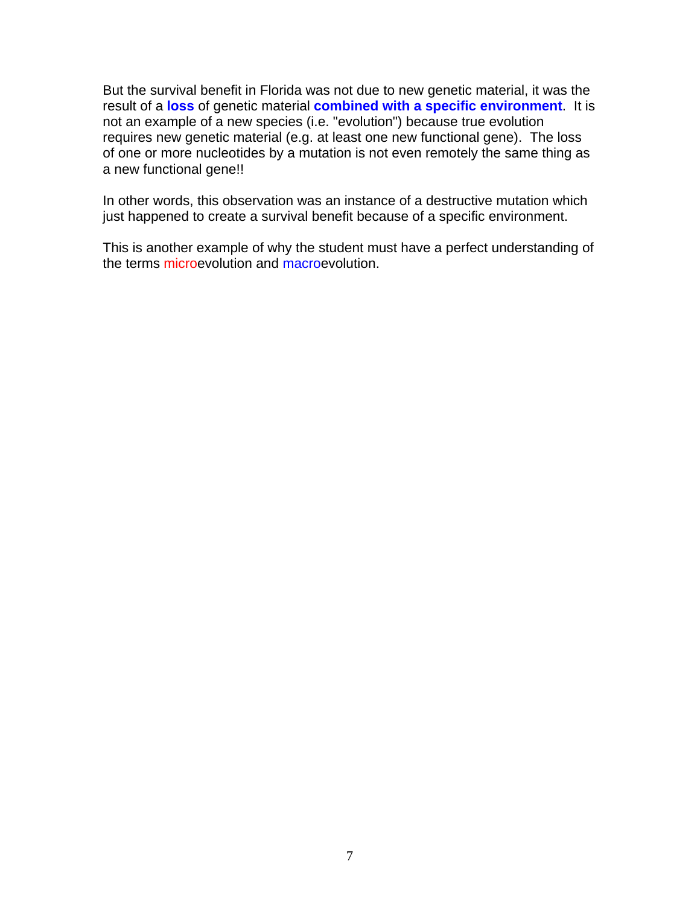But the survival benefit in Florida was not due to new genetic material, it was the result of a **loss** of genetic material **combined with a specific environment**. It is not an example of a new species (i.e. "evolution") because true evolution requires new genetic material (e.g. at least one new functional gene). The loss of one or more nucleotides by a mutation is not even remotely the same thing as a new functional gene!!

In other words, this observation was an instance of a destructive mutation which just happened to create a survival benefit because of a specific environment.

This is another example of why the student must have a perfect understanding of the terms microevolution and macroevolution.